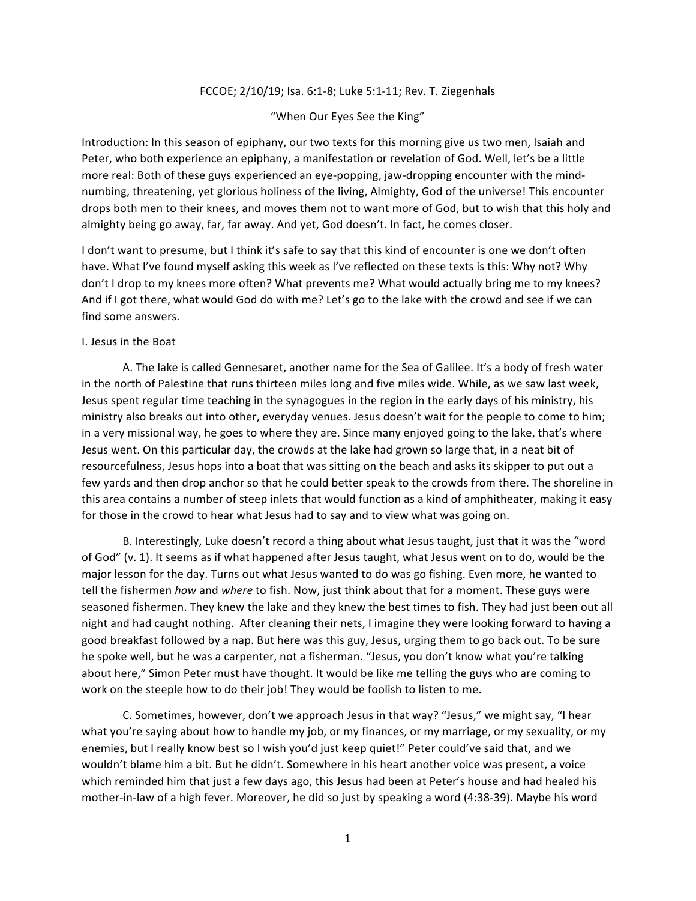<u>FCCOE; 2/10/19; Isa. 6:1-8; Luke 5:1-11; Rev. T. Ziegenhals</u>

"When Our Eyes See the King"

<u>Introduction</u>: In this season of epiphany, our two texts for this morning give us two men, Isaiah and Peter, who both experience an epiphany, a manifestation or revelation of God. Well, let's be a little more real: Both of these guys experienced an eye-popping, jaw-dropping encounter with the mind-numbing, threatening, yet glorious holiness of the living, Almighty, God of the universe! This encounter drops both men to their knees, and moves them not to want more of God, but to wish that this holy and almighty being go away, far, far away. And yet, God doesn't. In fact, he comes closer.

I don't want to presume, but I think it's safe to say that this kind of encounter is one we don't often have. What I've found myself asking this week as I've reflected on these texts is this: Why not? Why don't I drop to my knees more often? What prevents me? What would actually bring me to my knees? And if I got there, what would God do with me? Let's go to the lake with the crowd and see if we can find some answers.

I. <u>Jesus in the Boat</u>

A. The lake is called Gennesaret, another name for the Sea of Galilee. It's a body of fresh water in the north of Palestine that runs thirteen miles long and five miles wide. While, as we saw last week, Jesus spent regular time teaching in the synagogues in the region in the early days of his ministry, his ministry also breaks out into other, everyday venues. Jesus doesn't wait for the people to come to him; in a very missional way, he goes to where they are. Since many enjoyed going to the lake, that's where Jesus went. On this particular day, the crowds at the lake had grown so large that, in a neat bit of resourcefulness, Jesus hops into a boat that was sitting on the beach and asks its skipper to put out a few yards and then drop anchor so that he could better speak to the crowds from there. The shoreline in this area contains a number of steep inlets that would function as a kind of amphitheater, making it easy for those in the crowd to hear what Jesus had to say and to view what was going on.

B. Interestingly, Luke doesn't record a thing about what Jesus taught, just that it was the "word of God" (v. 1). It seems as if what happened after Jesus taught, what Jesus went on to do, would be the major lesson for the day. Turns out what Jesus wanted to do was go fishing. Even more, he wanted to tell the fishermen *how* and *where* to fish. Now, just think about that for a moment. These guys were seasoned fishermen. They knew the lake and they knew the best times to fish. They had just been out all night and had caught nothing. After cleaning their nets, I imagine they were looking forward to having a good breakfast followed by a nap. But here was this guy, Jesus, urging them to go back out. To be sure he spoke well, but he was a carpenter, not a fisherman. "Jesus, you don't know what you're talking about here," Simon Peter must have thought. It would be like me telling the guys who are coming to work on the steeple how to do their job! They would be foolish to listen to me.

C. Sometimes, however, don't we approach Jesus in that way? "Jesus," we might say, "I hear what you're saying about how to handle my job, or my finances, or my marriage, or my sexuality, or my enemies, but I really know best so I wish you'd just keep quiet!" Peter could've said that, and we wouldn't blame him a bit. But he didn't. Somewhere in his heart another voice was present, a voice which reminded him that just a few days ago, this Jesus had been at Peter's house and had healed his mother-in-law of a high fever. Moreover, he did so just by speaking a word (4:38-39). Maybe his word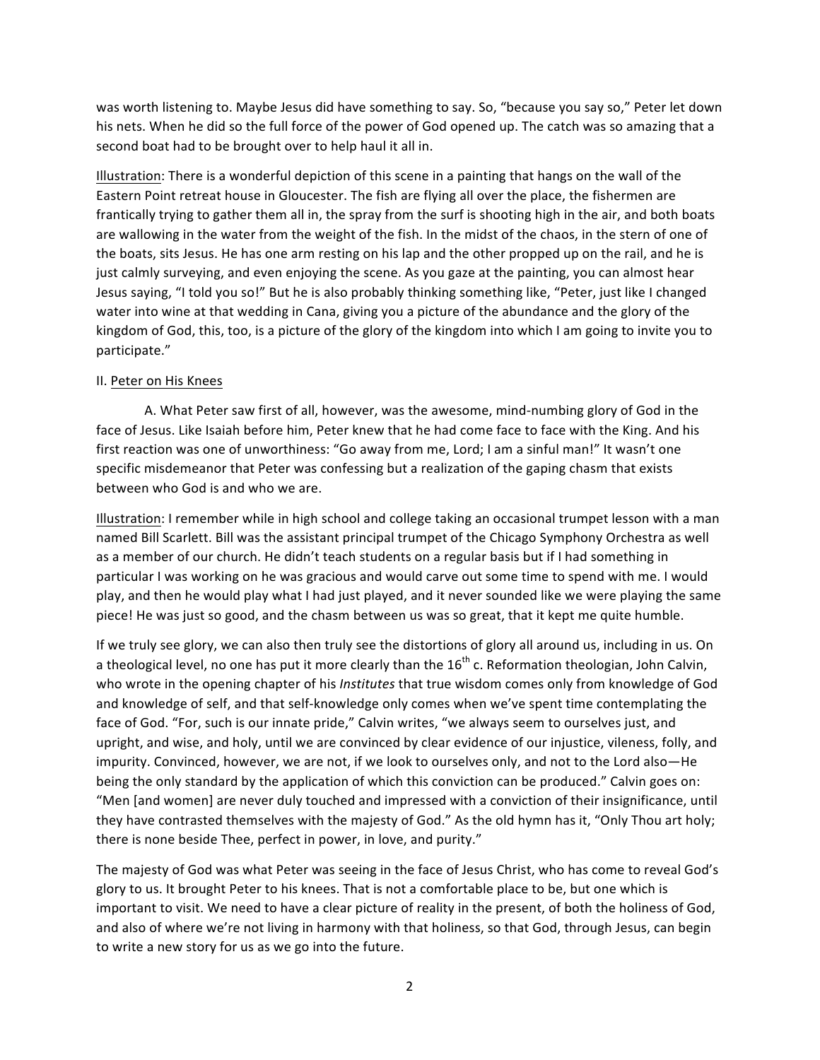was worth listening to. Maybe Jesus did have something to say. So, "because you say so," Peter let down his nets. When he did so the full force of the power of God opened up. The catch was so amazing that a second boat had to be brought over to help haul it all in.

<u>Illustration</u>: There is a wonderful depiction of this scene in a painting that hangs on the wall of the Eastern Point retreat house in Gloucester. The fish are flying all over the place, the fishermen are frantically trying to gather them all in, the spray from the surf is shooting high in the air, and both boats are wallowing in the water from the weight of the fish. In the midst of the chaos, in the stern of one of the boats, sits Jesus. He has one arm resting on his lap and the other propped up on the rail, and he is just calmly surveying, and even enjoying the scene. As you gaze at the painting, you can almost hear Jesus saying, "I told you so!" But he is also probably thinking something like, "Peter, just like I changed water into wine at that wedding in Cana, giving you a picture of the abundance and the glory of the kingdom of God, this, too, is a picture of the glory of the kingdom into which I am going to invite you to participate."

II. <u>Peter on His Knees</u>

A. What Peter saw first of all, however, was the awesome, mind-numbing glory of God in the face of Jesus. Like Isaiah before him, Peter knew that he had come face to face with the King. And his first reaction was one of unworthiness: "Go away from me, Lord; I am a sinful man!" It wasn't one specific misdemeanor that Peter was confessing but a realization of the gaping chasm that exists between who God is and who we are.

<u>Illustration</u>: I remember while in high school and college taking an occasional trumpet lesson with a man named Bill Scarlett. Bill was the assistant principal trumpet of the Chicago Symphony Orchestra as well as a member of our church. He didn't teach students on a regular basis but if I had something in particular I was working on he was gracious and would carve out some time to spend with me. I would play, and then he would play what I had just played, and it never sounded like we were playing the same piece! He was just so good, and the chasm between us was so great, that it kept me quite humble.

If we truly see glory, we can also then truly see the distortions of glory all around us, including in us. On a theological level, no one has put it more clearly than the 16th c. Reformation theologian, John Calvin, who wrote in the opening chapter of his *Institutes* that true wisdom comes only from knowledge of God and knowledge of self, and that self-knowledge only comes when we've spent time contemplating the face of God. "For, such is our innate pride," Calvin writes, "we always seem to ourselves just, and upright, and wise, and holy, until we are convinced by clear evidence of our injustice, vileness, folly, and impurity. Convinced, however, we are not, if we look to ourselves only, and not to the Lord also—He being the only standard by the application of which this conviction can be produced." Calvin goes on: "Men [and women] are never duly touched and impressed with a conviction of their insignificance, until they have contrasted themselves with the majesty of God." As the old hymn has it, "Only Thou art holy; there is none beside Thee, perfect in power, in love, and purity."

The majesty of God was what Peter was seeing in the face of Jesus Christ, who has come to reveal God's glory to us. It brought Peter to his knees. That is not a comfortable place to be, but one which is important to visit. We need to have a clear picture of reality in the present, of both the holiness of God, and also of where we're not living in harmony with that holiness, so that God, through Jesus, can begin to write a new story for us as we go into the future.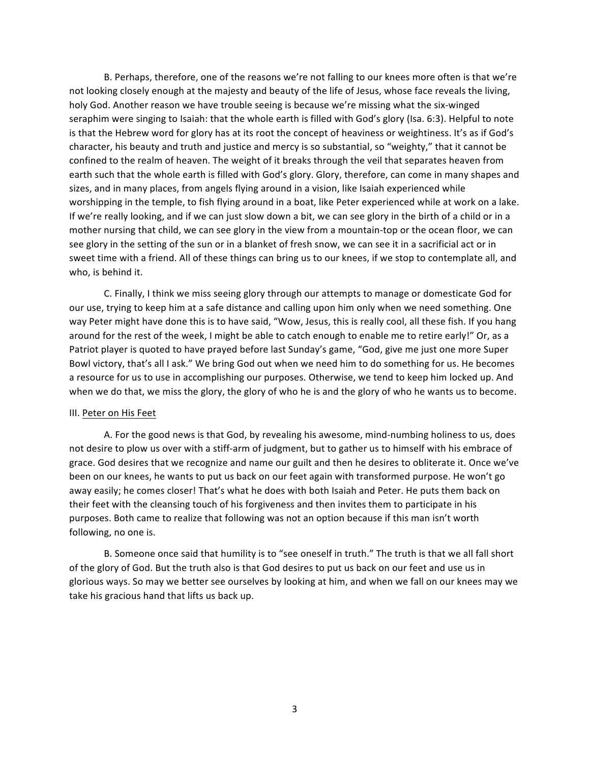B. Perhaps, therefore, one of the reasons we're not falling to our knees more often is that we're not looking closely enough at the majesty and beauty of the life of Jesus, whose face reveals the living, holy God. Another reason we have trouble seeing is because we're missing what the six-winged seraphim were singing to Isaiah: that the whole earth is filled with God's glory (Isa. 6:3). Helpful to note is that the Hebrew word for glory has at its root the concept of heaviness or weightiness. It's as if God's character, his beauty and truth and justice and mercy is so substantial, so "weighty," that it cannot be confined to the realm of heaven. The weight of it breaks through the veil that separates heaven from earth such that the whole earth is filled with God's glory. Glory, therefore, can come in many shapes and sizes, and in many places, from angels flying around in a vision, like Isaiah experienced while worshipping in the temple, to fish flying around in a boat, like Peter experienced while at work on a lake. If we're really looking, and if we can just slow down a bit, we can see glory in the birth of a child or in a mother nursing that child, we can see glory in the view from a mountain-top or the ocean floor, we can see glory in the setting of the sun or in a blanket of fresh snow, we can see it in a sacrificial act or in sweet time with a friend. All of these things can bring us to our knees, if we stop to contemplate all, and who, is behind it.

C. Finally, I think we miss seeing glory through our attempts to manage or domesticate God for our use, trying to keep him at a safe distance and calling upon him only when we need something. One way Peter might have done this is to have said, "Wow, Jesus, this is really cool, all these fish. If you hang around for the rest of the week, I might be able to catch enough to enable me to retire early!" Or, as a Patriot player is quoted to have prayed before last Sunday's game, "God, give me just one more Super Bowl victory, that's all I ask." We bring God out when we need him to do something for us. He becomes a resource for us to use in accomplishing our purposes. Otherwise, we tend to keep him locked up. And when we do that, we miss the glory, the glory of who he is and the glory of who he wants us to become.

## III. Peter on His Feet

A. For the good news is that God, by revealing his awesome, mind-numbing holiness to us, does not desire to plow us over with a stiff-arm of judgment, but to gather us to himself with his embrace of grace. God desires that we recognize and name our guilt and then he desires to obliterate it. Once we've been on our knees, he wants to put us back on our feet again with transformed purpose. He won't go away easily; he comes closer! That's what he does with both Isaiah and Peter. He puts them back on their feet with the cleansing touch of his forgiveness and then invites them to participate in his purposes. Both came to realize that following was not an option because if this man isn't worth following, no one is.

B. Someone once said that humility is to "see oneself in truth." The truth is that we all fall short of the glory of God. But the truth also is that God desires to put us back on our feet and use us in glorious ways. So may we better see ourselves by looking at him, and when we fall on our knees may we take his gracious hand that lifts us back up.